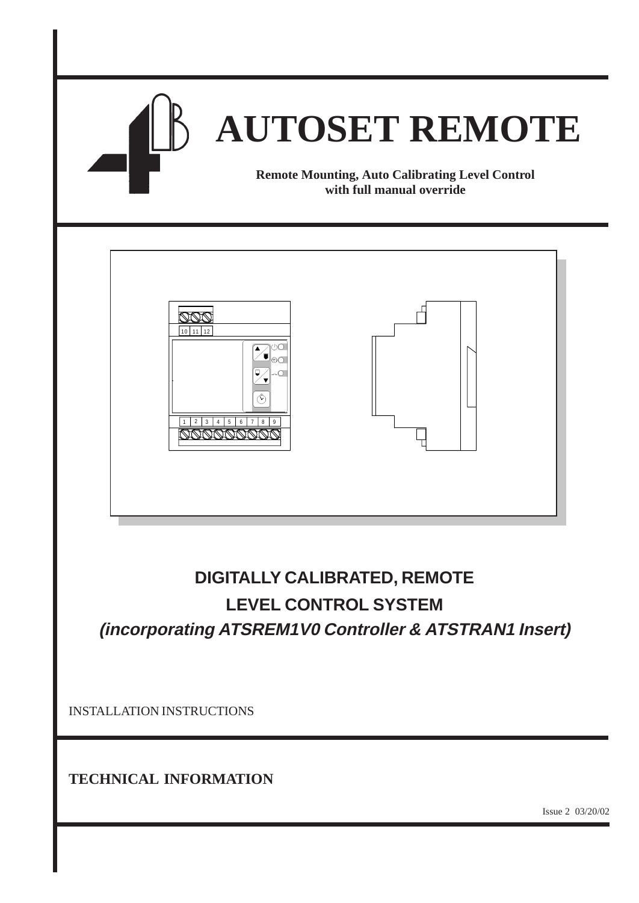# AUTOSET REMOTE

**Remote Mounting, Auto Calibrating Level Control with full manual override**

## DIGITALLY CALIBRATED, REMOTE LEVEL CONTROL SYSTEM

***(incorporating ATSREM1V0 Controller & ATSTRAN1 Insert)***

INSTALLATION INSTRUCTIONS

**TECHNICAL INFORMATION**

Issue 2 03/20/02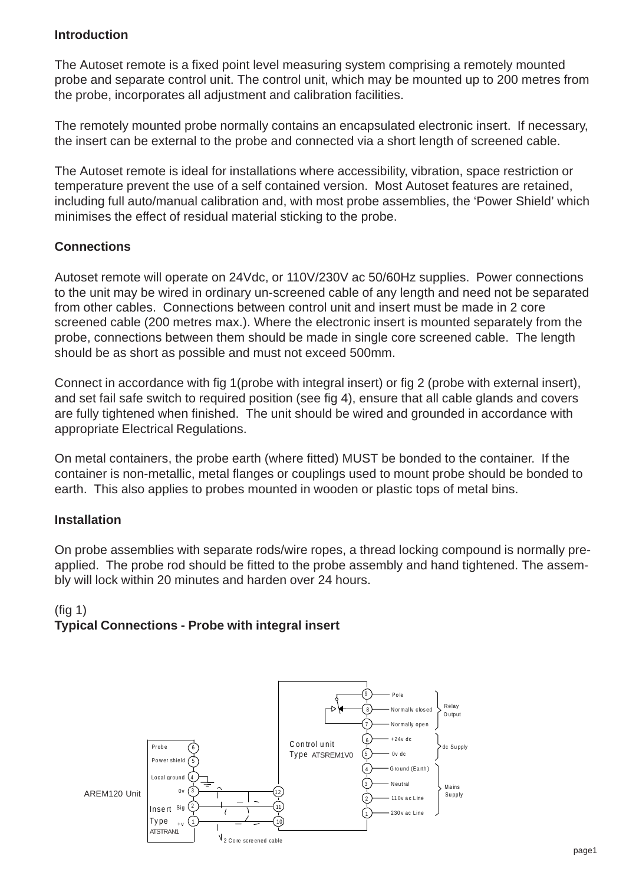## Introduction

The Autoset remote is a fixed point level measuring system comprising a remotely mounted probe and separate control unit. The control unit, which may be mounted up to 200 metres from the probe, incorporates all adjustment and calibration facilities.

The remotely mounted probe normally contains an encapsulated electronic insert. If necessary, the insert can be external to the probe and connected via a short length of screened cable.

The Autoset remote is ideal for installations where accessibility, vibration, space restriction or temperature prevent the use of a self contained version. Most Autoset features are retained, including full auto/manual calibration and, with most probe assemblies, the 'Power Shield' which minimises the effect of residual material sticking to the probe.

## Connections

Autoset remote will operate on 24Vdc, or 110V/230V ac 50/60Hz supplies. Power connections to the unit may be wired in ordinary un-screened cable of any length and need not be separated from other cables. Connections between control unit and insert must be made in 2 core screened cable (200 metres max.). Where the electronic insert is mounted separately from the probe, connections between them should be made in single core screened cable. The length should be as short as possible and must not exceed 500mm.

Connect in accordance with fig 1(probe with integral insert) or fig 2 (probe with external insert), and set fail safe switch to required position (see fig 4), ensure that all cable glands and covers are fully tightened when finished. The unit should be wired and grounded in accordance with appropriate Electrical Regulations.

On metal containers, the probe earth (where fitted) MUST be bonded to the container. If the container is non-metallic, metal flanges or couplings used to mount probe should be bonded to earth. This also applies to probes mounted in wooden or plastic tops of metal bins.

## Installation

On probe assemblies with separate rods/wire ropes, a thread locking compound is normally pre-applied. The probe rod should be fitted to the probe assembly and hand tightened. The assembly will lock within 20 minutes and harden over 24 hours.

(fig 1)
**Typical Connections - Probe with integral insert**

AREM120 Unit

Insert Type ATSTRAN1: 6 Probe, 5 Power shield, 4 Local ground, 3 0v, 2 Sig, 1 +v

2 Core screened cable (3–12, 2–11, 1–10)

Control unit Type ATSREM1V0:

- 9 Pole, 8 Normally closed, 7 Normally open — Relay Output
- 6 +24v dc, 5 0v dc — dc Supply
- 4 Ground (Earth), 3 Neutral, 2 110v ac Line, 1 230v ac Line — Mains Supply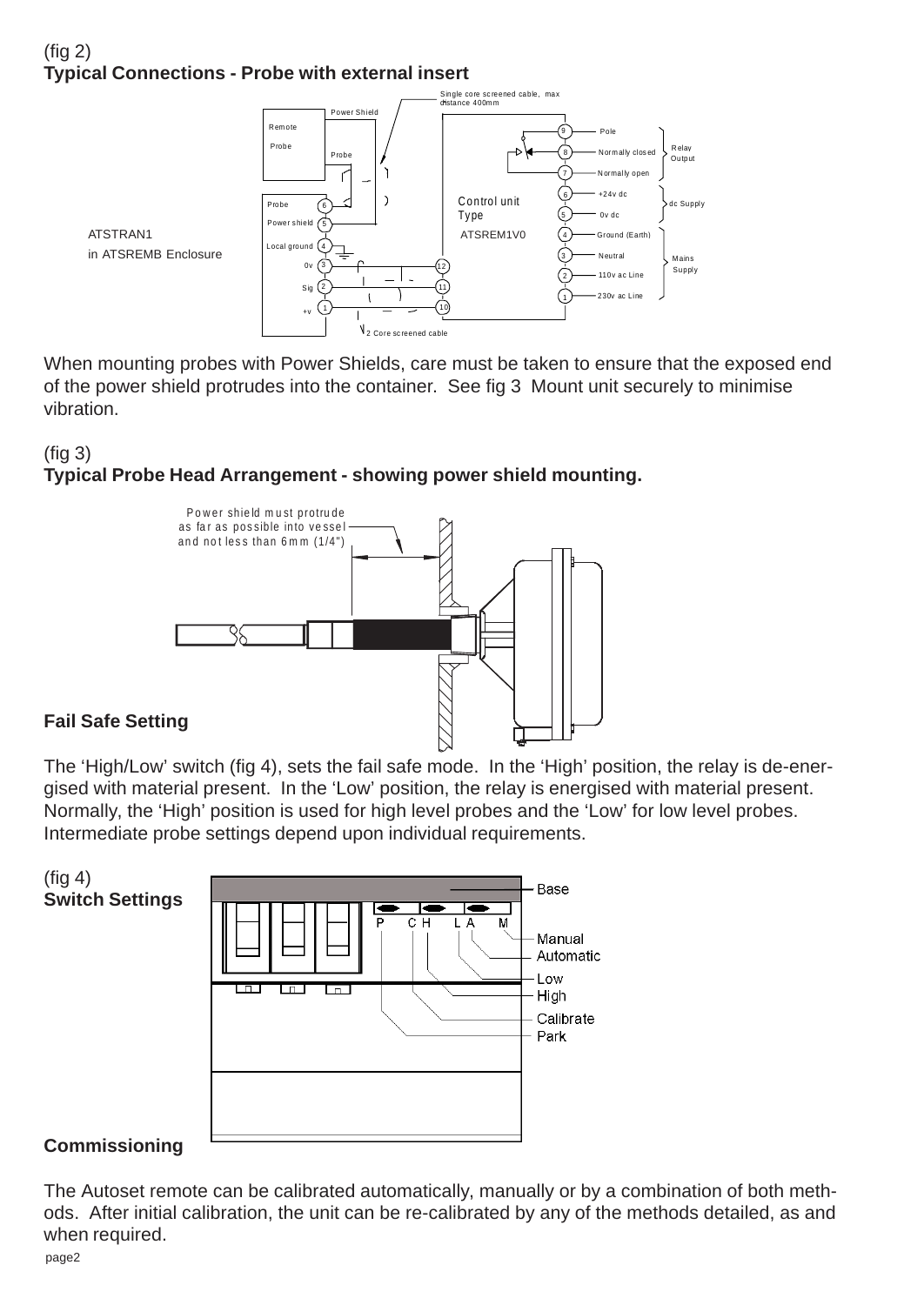(fig 2)
**Typical Connections - Probe with external insert**

Single core screened cable, max distance 400mm

Power Shield

Remote Probe

Probe

ATSTRAN1
in ATSREMB Enclosure

Probe 6
Power shield 5
Local ground 4
0v 3
Sig 2
+v 1

2 Core screened cable

Control unit Type ATSREM1V0

12
11
10

9 Pole
8 Normally closed
7 Normally open
Relay Output

6 +24v dc
5 0v dc
dc Supply

4 Ground (Earth)
3 Neutral
2 110v ac Line
1 230v ac Line
Mains Supply

When mounting probes with Power Shields, care must be taken to ensure that the exposed end of the power shield protrudes into the container. See fig 3 Mount unit securely to minimise vibration.

(fig 3)
**Typical Probe Head Arrangement - showing power shield mounting.**

Power shield must protrude as far as possible into vessel and not less than 6mm (1/4")

## Fail Safe Setting

The 'High/Low' switch (fig 4), sets the fail safe mode. In the 'High' position, the relay is de-energised with material present. In the 'Low' position, the relay is energised with material present. Normally, the 'High' position is used for high level probes and the 'Low' for low level probes. Intermediate probe settings depend upon individual requirements.

(fig 4)
**Switch Settings**

Base
P C H L A M
Manual
Automatic
Low
High
Calibrate
Park

## Commissioning

The Autoset remote can be calibrated automatically, manually or by a combination of both methods. After initial calibration, the unit can be re-calibrated by any of the methods detailed, as and when required.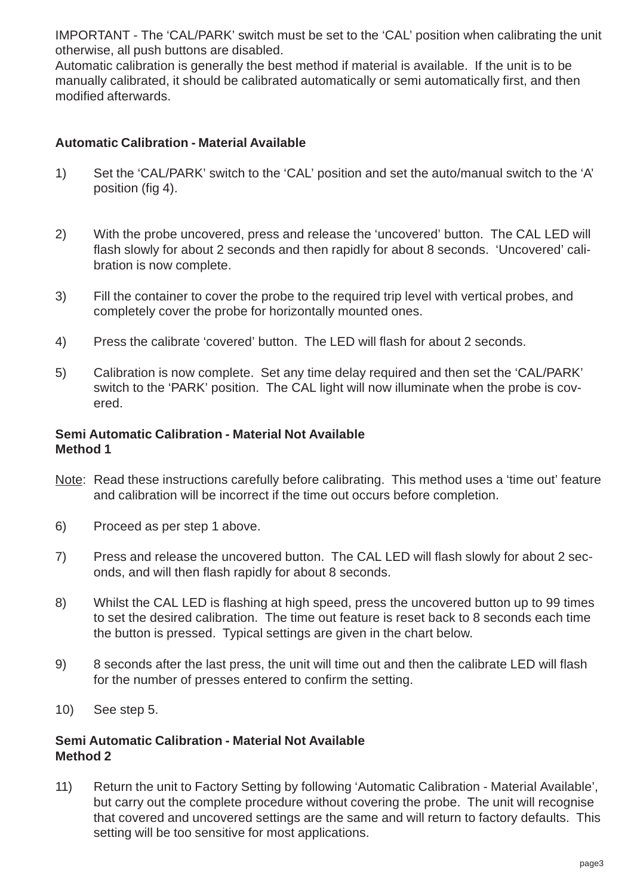IMPORTANT - The 'CAL/PARK' switch must be set to the 'CAL' position when calibrating the unit otherwise, all push buttons are disabled.
Automatic calibration is generally the best method if material is available. If the unit is to be manually calibrated, it should be calibrated automatically or semi automatically first, and then modified afterwards.

**Automatic Calibration - Material Available**

1) Set the 'CAL/PARK' switch to the 'CAL' position and set the auto/manual switch to the 'A' position (fig 4).

2) With the probe uncovered, press and release the 'uncovered' button. The CAL LED will flash slowly for about 2 seconds and then rapidly for about 8 seconds. 'Uncovered' calibration is now complete.

3) Fill the container to cover the probe to the required trip level with vertical probes, and completely cover the probe for horizontally mounted ones.

4) Press the calibrate 'covered' button. The LED will flash for about 2 seconds.

5) Calibration is now complete. Set any time delay required and then set the 'CAL/PARK' switch to the 'PARK' position. The CAL light will now illuminate when the probe is covered.

**Semi Automatic Calibration - Material Not Available**
**Method 1**

Note: Read these instructions carefully before calibrating. This method uses a 'time out' feature and calibration will be incorrect if the time out occurs before completion.

6) Proceed as per step 1 above.

7) Press and release the uncovered button. The CAL LED will flash slowly for about 2 seconds, and will then flash rapidly for about 8 seconds.

8) Whilst the CAL LED is flashing at high speed, press the uncovered button up to 99 times to set the desired calibration. The time out feature is reset back to 8 seconds each time the button is pressed. Typical settings are given in the chart below.

9) 8 seconds after the last press, the unit will time out and then the calibrate LED will flash for the number of presses entered to confirm the setting.

10) See step 5.

**Semi Automatic Calibration - Material Not Available**
**Method 2**

11) Return the unit to Factory Setting by following 'Automatic Calibration - Material Available', but carry out the complete procedure without covering the probe. The unit will recognise that covered and uncovered settings are the same and will return to factory defaults. This setting will be too sensitive for most applications.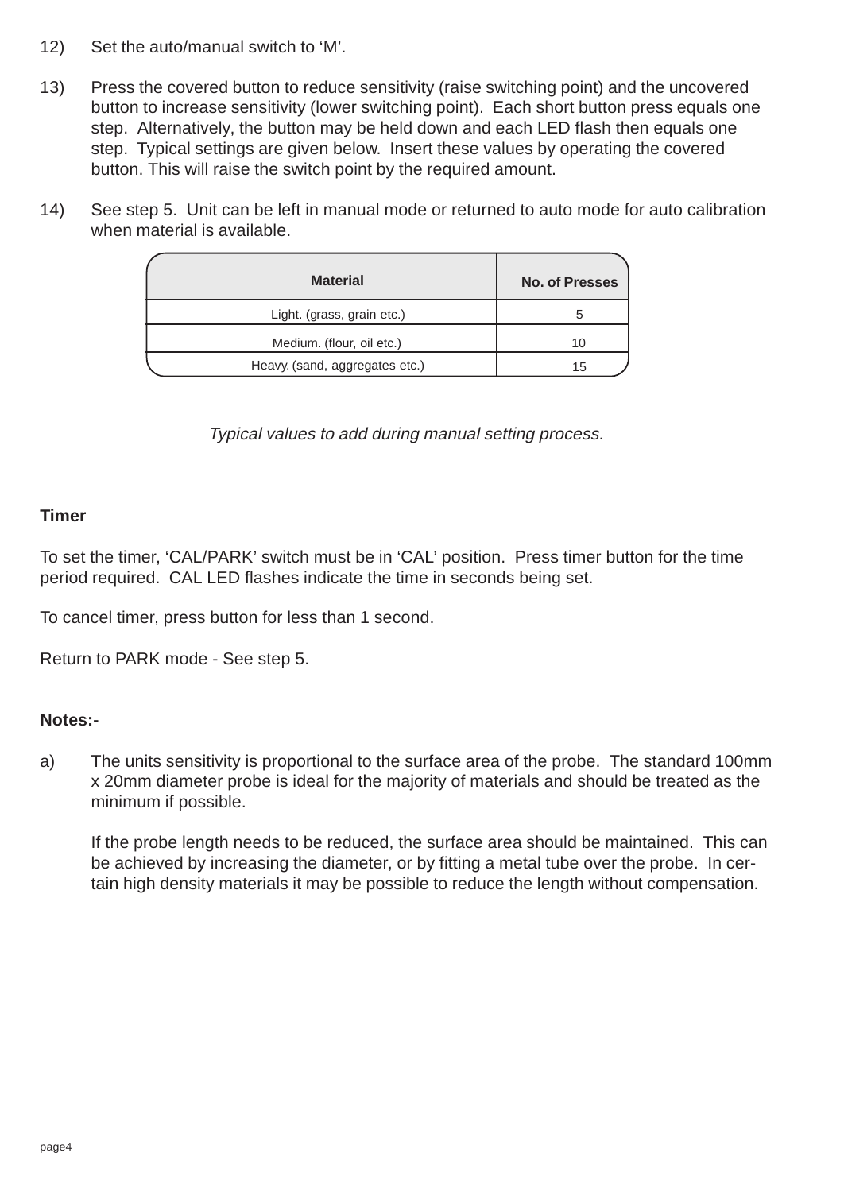12) Set the auto/manual switch to 'M'.

13) Press the covered button to reduce sensitivity (raise switching point) and the uncovered button to increase sensitivity (lower switching point). Each short button press equals one step. Alternatively, the button may be held down and each LED flash then equals one step. Typical settings are given below. Insert these values by operating the covered button. This will raise the switch point by the required amount.

14) See step 5. Unit can be left in manual mode or returned to auto mode for auto calibration when material is available.

| Material | No. of Presses |
|---|---|
| Light. (grass, grain etc.) | 5 |
| Medium. (flour, oil etc.) | 10 |
| Heavy. (sand, aggregates etc.) | 15 |

*Typical values to add during manual setting process.*

**Timer**

To set the timer, 'CAL/PARK' switch must be in 'CAL' position. Press timer button for the time period required. CAL LED flashes indicate the time in seconds being set.

To cancel timer, press button for less than 1 second.

Return to PARK mode - See step 5.

**Notes:-**

a) The units sensitivity is proportional to the surface area of the probe. The standard 100mm x 20mm diameter probe is ideal for the majority of materials and should be treated as the minimum if possible.

   If the probe length needs to be reduced, the surface area should be maintained. This can be achieved by increasing the diameter, or by fitting a metal tube over the probe. In certain high density materials it may be possible to reduce the length without compensation.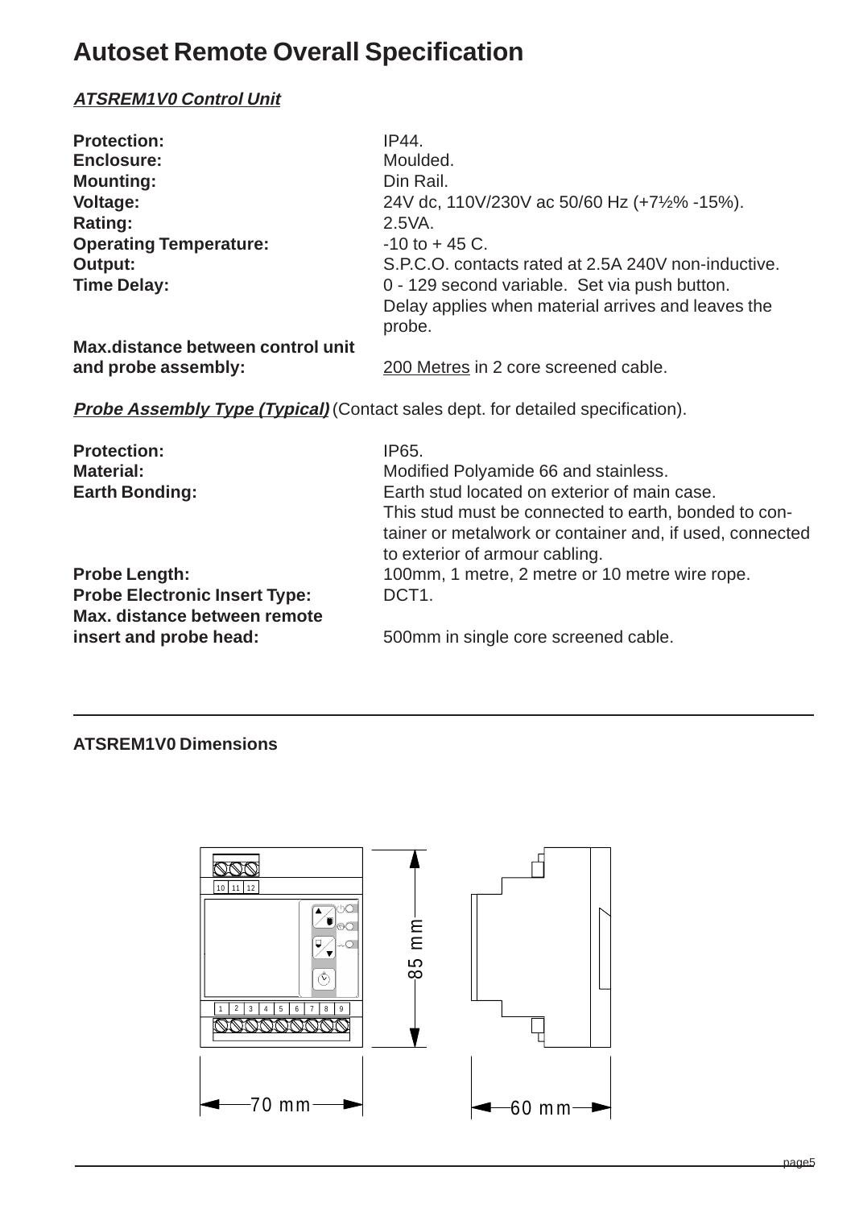# Autoset Remote Overall Specification

***ATSREM1V0 Control Unit***

**Protection:** IP44.
**Enclosure:** Moulded.
**Mounting:** Din Rail.
**Voltage:** 24V dc, 110V/230V ac 50/60 Hz (+7½% -15%).
**Rating:** 2.5VA.
**Operating Temperature:** -10 to + 45 C.
**Output:** S.P.C.O. contacts rated at 2.5A 240V non-inductive.
**Time Delay:** 0 - 129 second variable. Set via push button. Delay applies when material arrives and leaves the probe.
**Max.distance between control unit and probe assembly:** 200 Metres in 2 core screened cable.

***Probe Assembly Type (Typical)*** (Contact sales dept. for detailed specification).

**Protection:** IP65.
**Material:** Modified Polyamide 66 and stainless.
**Earth Bonding:** Earth stud located on exterior of main case. This stud must be connected to earth, bonded to container or metalwork or container and, if used, connected to exterior of armour cabling.
**Probe Length:** 100mm, 1 metre, 2 metre or 10 metre wire rope.
**Probe Electronic Insert Type:** DCT1.
**Max. distance between remote insert and probe head:** 500mm in single core screened cable.

---

**ATSREM1V0 Dimensions**

10 11 12

1 2 3 4 5 6 7 8 9

85 mm

70 mm

60 mm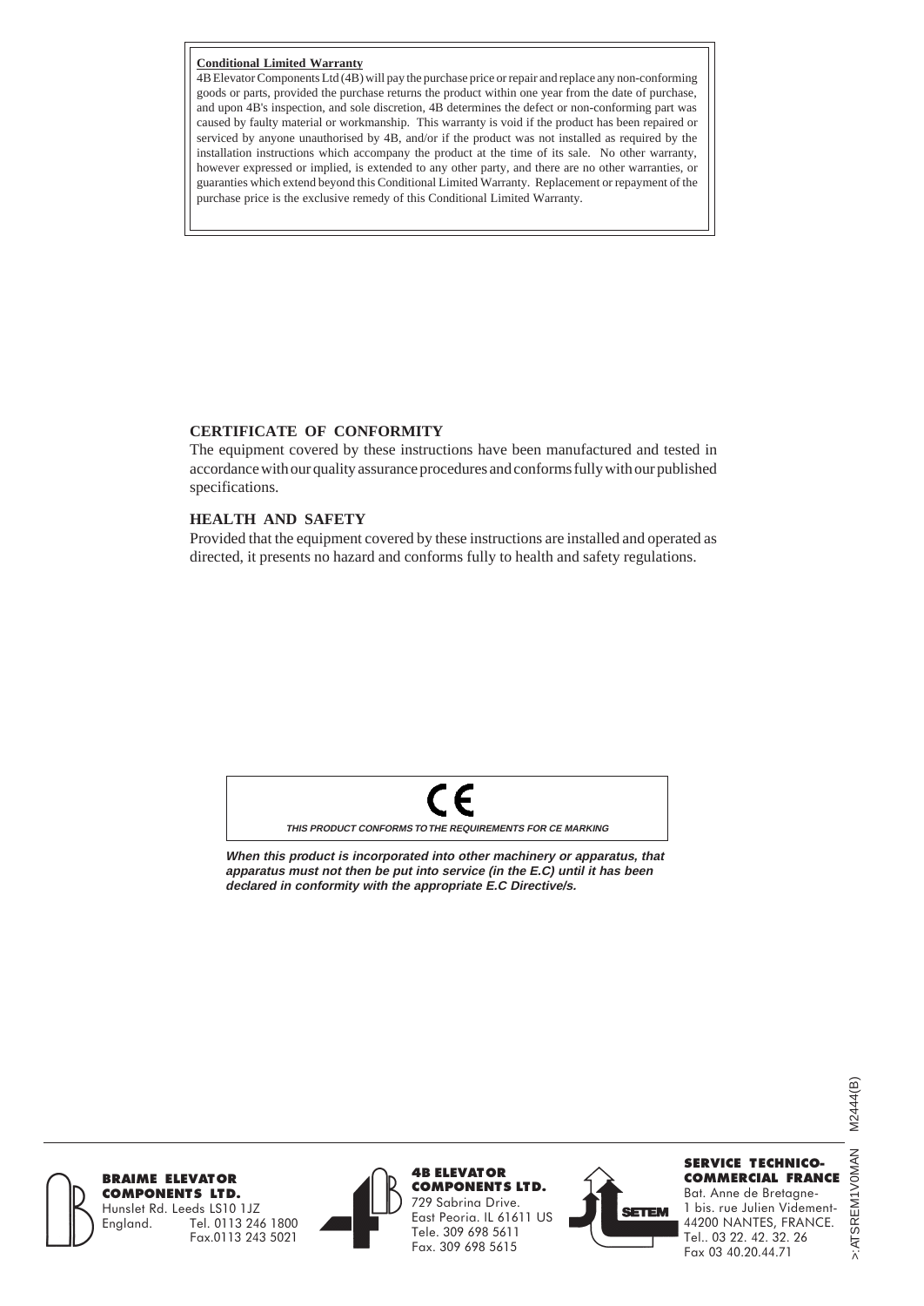**Conditional Limited Warranty**

4B Elevator Components Ltd (4B) will pay the purchase price or repair and replace any non-conforming goods or parts, provided the purchase returns the product within one year from the date of purchase, and upon 4B's inspection, and sole discretion, 4B determines the defect or non-conforming part was caused by faulty material or workmanship. This warranty is void if the product has been repaired or serviced by anyone unauthorised by 4B, and/or if the product was not installed as required by the installation instructions which accompany the product at the time of its sale. No other warranty, however expressed or implied, is extended to any other party, and there are no other warranties, or guaranties which extend beyond this Conditional Limited Warranty. Replacement or repayment of the purchase price is the exclusive remedy of this Conditional Limited Warranty.

## CERTIFICATE OF CONFORMITY

The equipment covered by these instructions have been manufactured and tested in accordance with our quality assurance procedures and conforms fully with our published specifications.

## HEALTH AND SAFETY

Provided that the equipment covered by these instructions are installed and operated as directed, it presents no hazard and conforms fully to health and safety regulations.

CE

***THIS PRODUCT CONFORMS TO THE REQUIREMENTS FOR CE MARKING***

***When this product is incorporated into other machinery or apparatus, that apparatus must not then be put into service (in the E.C) until it has been declared in conformity with the appropriate E.C Directive/s.***

**BRAIME ELEVATOR COMPONENTS LTD.**
Hunslet Rd. Leeds LS10 1JZ
England. Tel. 0113 246 1800
Fax.0113 243 5021

**4B ELEVATOR COMPONENTS LTD.**
729 Sabrina Drive.
East Peoria. IL 61611 US
Tele. 309 698 5611
Fax. 309 698 5615

SETEM

**SERVICE TECHNICO-COMMERCIAL FRANCE**
Bat. Anne de Bretagne-
1 bis. rue Julien Videment-
44200 NANTES, FRANCE.
Tel.. 03 22. 42. 32. 26
Fax 03 40.20.44.71

>:ATSREM1V0MAN M2444(B)